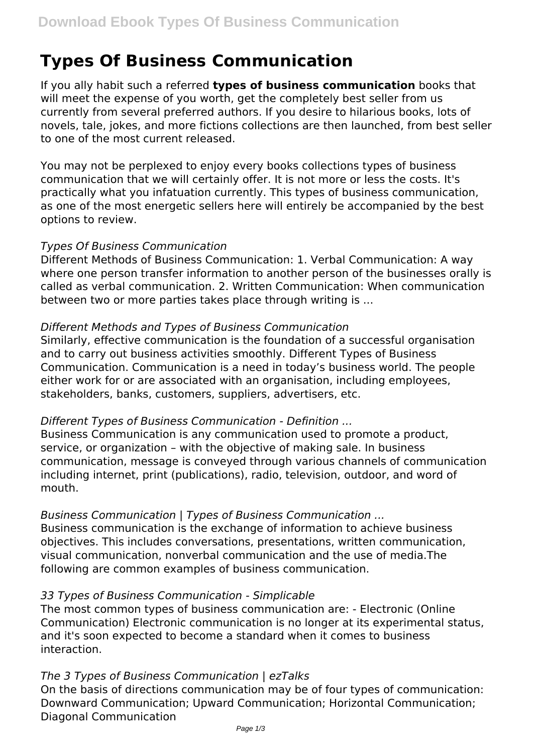# Types Of Business Communication

If you ally habit such a referred **types of business communication** books that will meet the expense of you worth, get the completely best seller from us currently from several preferred authors. If you desire to hilarious books, lots of novels, tale, jokes, and more fictions collections are then launched, from best seller to one of the most current released.

You may not be perplexed to enjoy every books collections types of business communication that we will certainly offer. It is not more or less the costs. It's practically what you infatuation currently. This types of business communication, as one of the most energetic sellers here will entirely be accompanied by the best options to review.

*Types Of Business Communication*

Different Methods of Business Communication: 1. Verbal Communication: A way where one person transfer information to another person of the businesses orally is called as verbal communication. 2. Written Communication: When communication between two or more parties takes place through writing is ...

*Different Methods and Types of Business Communication*

Similarly, effective communication is the foundation of a successful organisation and to carry out business activities smoothly. Different Types of Business Communication. Communication is a need in today's business world. The people either work for or are associated with an organisation, including employees, stakeholders, banks, customers, suppliers, advertisers, etc.

*Different Types of Business Communication - Definition ...*

Business Communication is any communication used to promote a product, service, or organization – with the objective of making sale. In business communication, message is conveyed through various channels of communication including internet, print (publications), radio, television, outdoor, and word of mouth.

*Business Communication | Types of Business Communication ...*

Business communication is the exchange of information to achieve business objectives. This includes conversations, presentations, written communication, visual communication, nonverbal communication and the use of media.The following are common examples of business communication.

*33 Types of Business Communication - Simplicable*

The most common types of business communication are: - Electronic (Online Communication) Electronic communication is no longer at its experimental status, and it's soon expected to become a standard when it comes to business interaction.

*The 3 Types of Business Communication | ezTalks*

On the basis of directions communication may be of four types of communication: Downward Communication; Upward Communication; Horizontal Communication; Diagonal Communication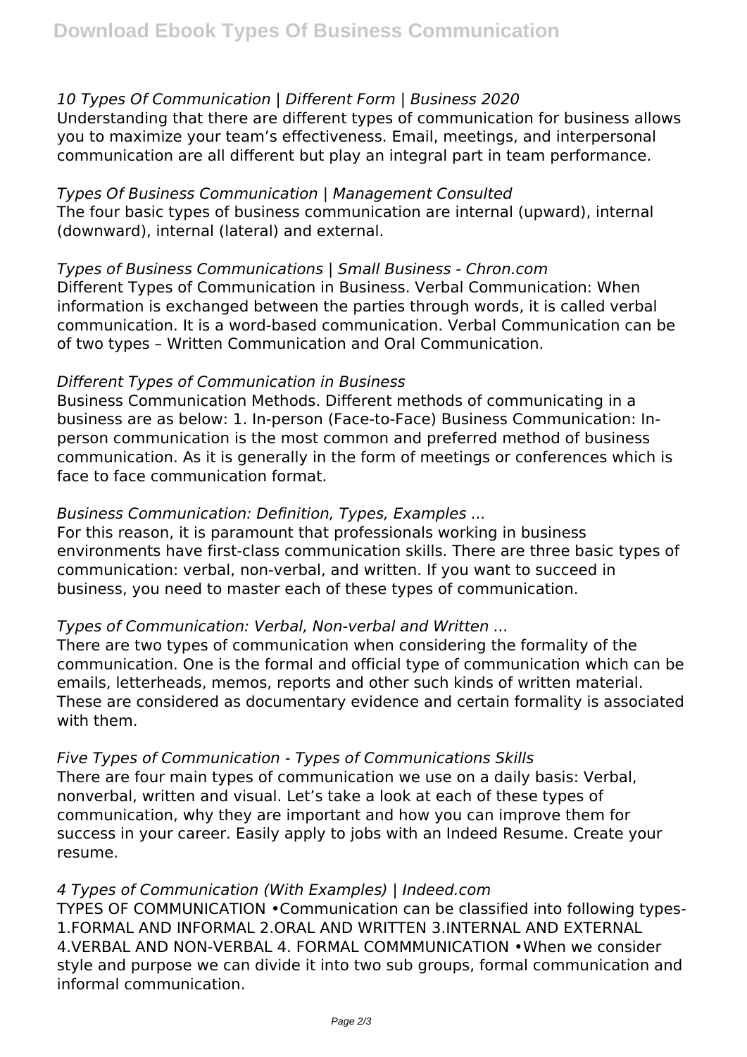*10 Types Of Communication | Different Form | Business 2020*

Understanding that there are different types of communication for business allows you to maximize your team's effectiveness. Email, meetings, and interpersonal communication are all different but play an integral part in team performance.

*Types Of Business Communication | Management Consulted*

The four basic types of business communication are internal (upward), internal (downward), internal (lateral) and external.

*Types of Business Communications | Small Business - Chron.com*

Different Types of Communication in Business. Verbal Communication: When information is exchanged between the parties through words, it is called verbal communication. It is a word-based communication. Verbal Communication can be of two types – Written Communication and Oral Communication.

*Different Types of Communication in Business*

Business Communication Methods. Different methods of communicating in a business are as below: 1. In-person (Face-to-Face) Business Communication: In-person communication is the most common and preferred method of business communication. As it is generally in the form of meetings or conferences which is face to face communication format.

*Business Communication: Definition, Types, Examples ...*

For this reason, it is paramount that professionals working in business environments have first-class communication skills. There are three basic types of communication: verbal, non-verbal, and written. If you want to succeed in business, you need to master each of these types of communication.

*Types of Communication: Verbal, Non-verbal and Written ...*

There are two types of communication when considering the formality of the communication. One is the formal and official type of communication which can be emails, letterheads, memos, reports and other such kinds of written material. These are considered as documentary evidence and certain formality is associated with them.

*Five Types of Communication - Types of Communications Skills*

There are four main types of communication we use on a daily basis: Verbal, nonverbal, written and visual. Let's take a look at each of these types of communication, why they are important and how you can improve them for success in your career. Easily apply to jobs with an Indeed Resume. Create your resume.

*4 Types of Communication (With Examples) | Indeed.com*

TYPES OF COMMUNICATION •Communication can be classified into following types- 1.FORMAL AND INFORMAL 2.ORAL AND WRITTEN 3.INTERNAL AND EXTERNAL 4.VERBAL AND NON-VERBAL 4. FORMAL COMMMUNICATION •When we consider style and purpose we can divide it into two sub groups, formal communication and informal communication.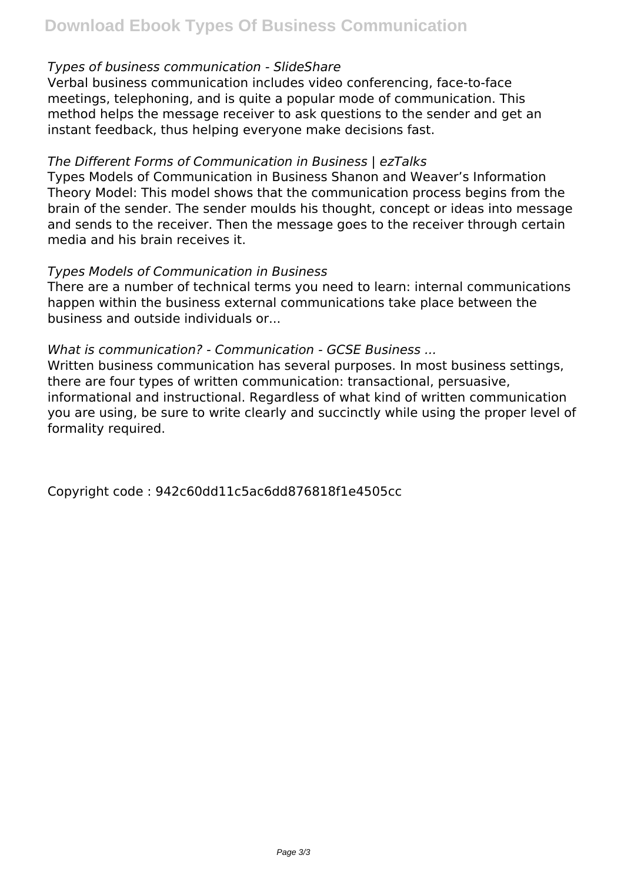*Types of business communication - SlideShare*

Verbal business communication includes video conferencing, face-to-face meetings, telephoning, and is quite a popular mode of communication. This method helps the message receiver to ask questions to the sender and get an instant feedback, thus helping everyone make decisions fast.

*The Different Forms of Communication in Business | ezTalks*

Types Models of Communication in Business Shanon and Weaver's Information Theory Model: This model shows that the communication process begins from the brain of the sender. The sender moulds his thought, concept or ideas into message and sends to the receiver. Then the message goes to the receiver through certain media and his brain receives it.

*Types Models of Communication in Business*

There are a number of technical terms you need to learn: internal communications happen within the business external communications take place between the business and outside individuals or...

*What is communication? - Communication - GCSE Business ...*

Written business communication has several purposes. In most business settings, there are four types of written communication: transactional, persuasive, informational and instructional. Regardless of what kind of written communication you are using, be sure to write clearly and succinctly while using the proper level of formality required.

Copyright code : 942c60dd11c5ac6dd876818f1e4505cc